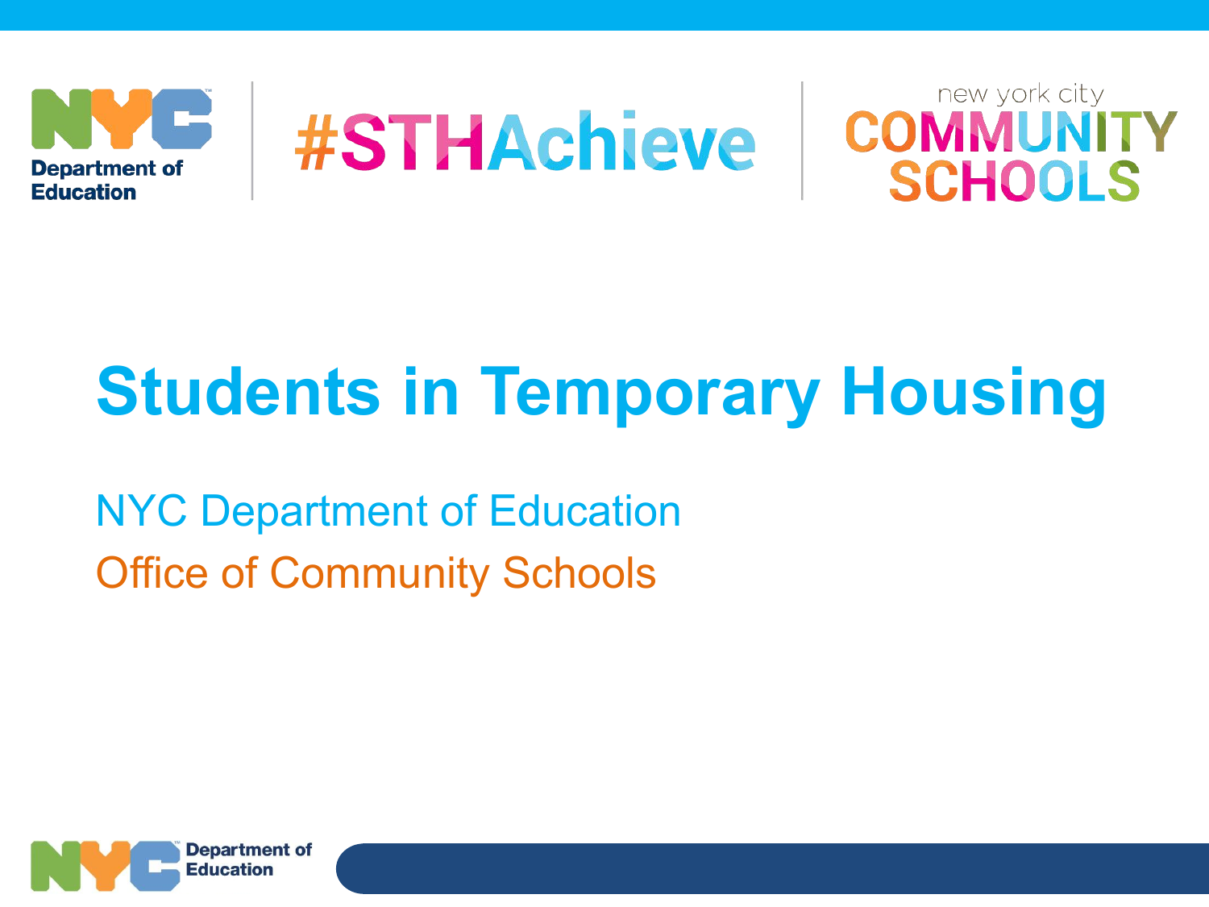Department of Education

#STHAchieve

new york city COMMUNITY SCHOOLS

# Students in Temporary Housing

NYC Department of Education

Office of Community Schools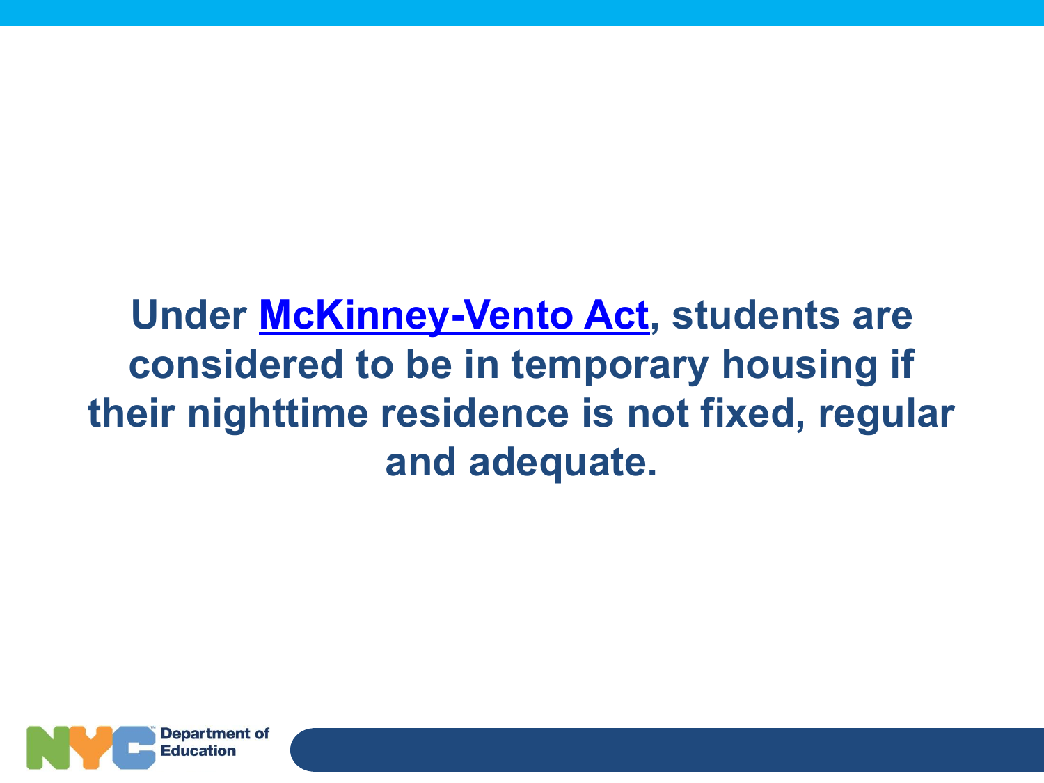**Under McKinney-Vento Act, students are considered to be in temporary housing if their nighttime residence is not fixed, regular and adequate.**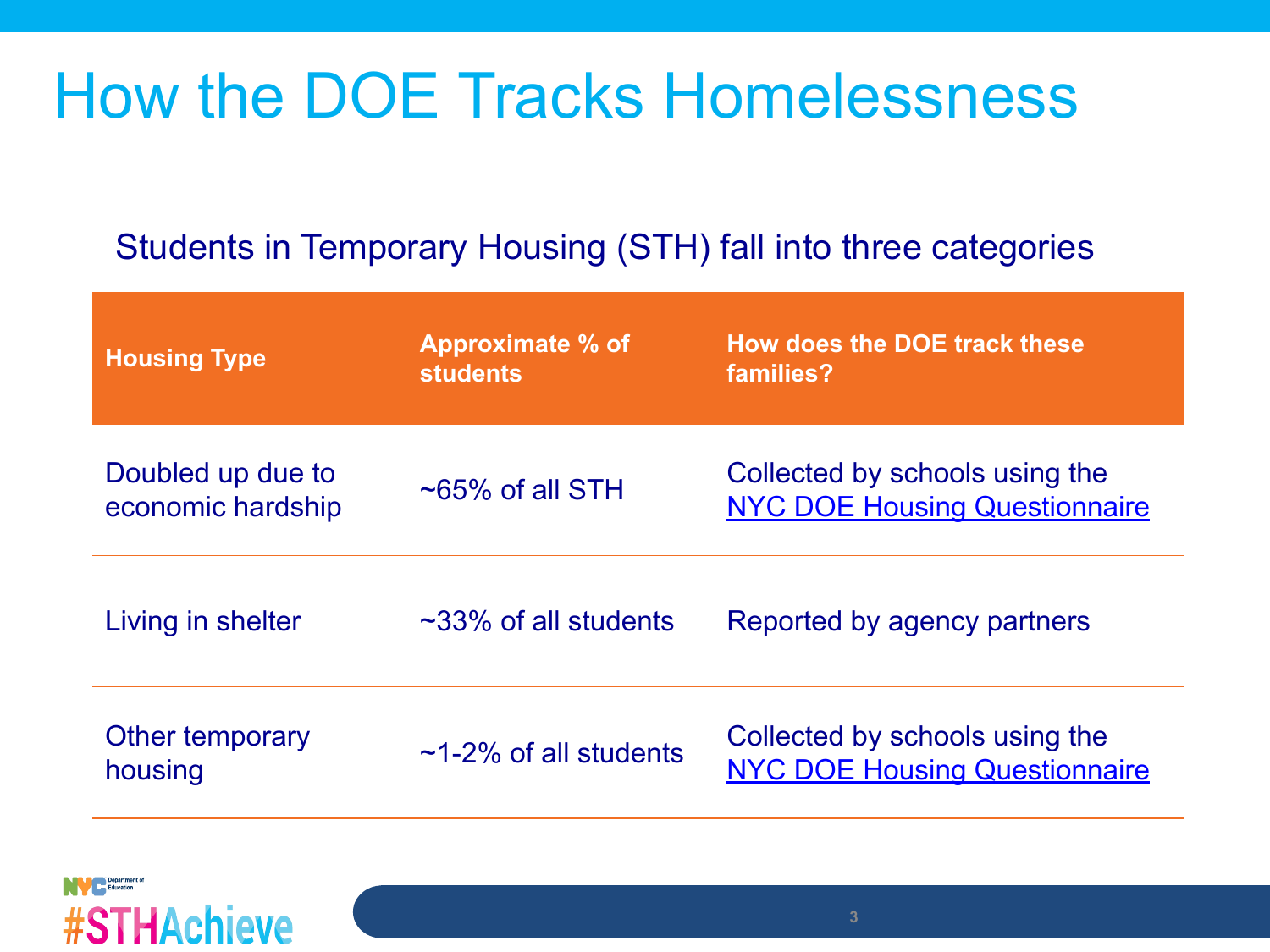# How the DOE Tracks Homelessness

Students in Temporary Housing (STH) fall into three categories

| Housing Type | Approximate % of students | How does the DOE track these families? |
|---|---|---|
| Doubled up due to economic hardship | ~65% of all STH | Collected by schools using the NYC DOE Housing Questionnaire |
| Living in shelter | ~33% of all students | Reported by agency partners |
| Other temporary housing | ~1-2% of all students | Collected by schools using the NYC DOE Housing Questionnaire |

#STHAchieve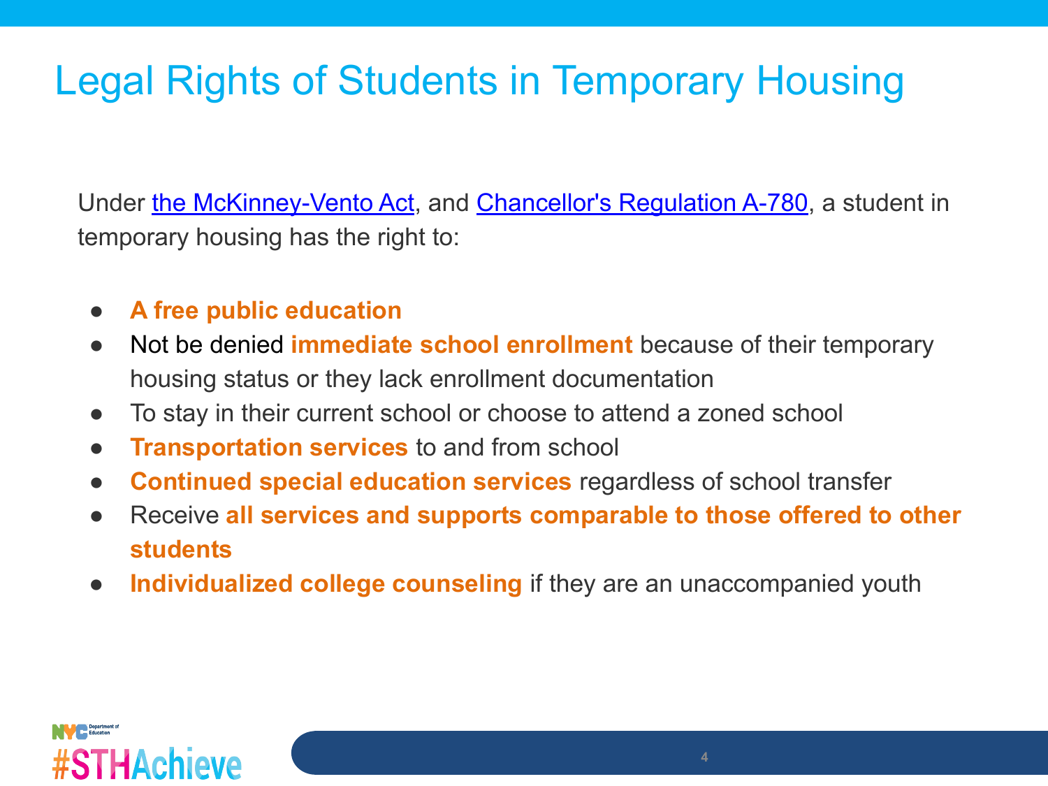# Legal Rights of Students in Temporary Housing

Under the McKinney-Vento Act, and Chancellor's Regulation A-780, a student in temporary housing has the right to:

- **A free public education**
- Not be denied **immediate school enrollment** because of their temporary housing status or they lack enrollment documentation
- To stay in their current school or choose to attend a zoned school
- **Transportation services** to and from school
- **Continued special education services** regardless of school transfer
- Receive **all services and supports comparable to those offered to other students**
- **Individualized college counseling** if they are an unaccompanied youth

NYC Department of Education

#STHAchieve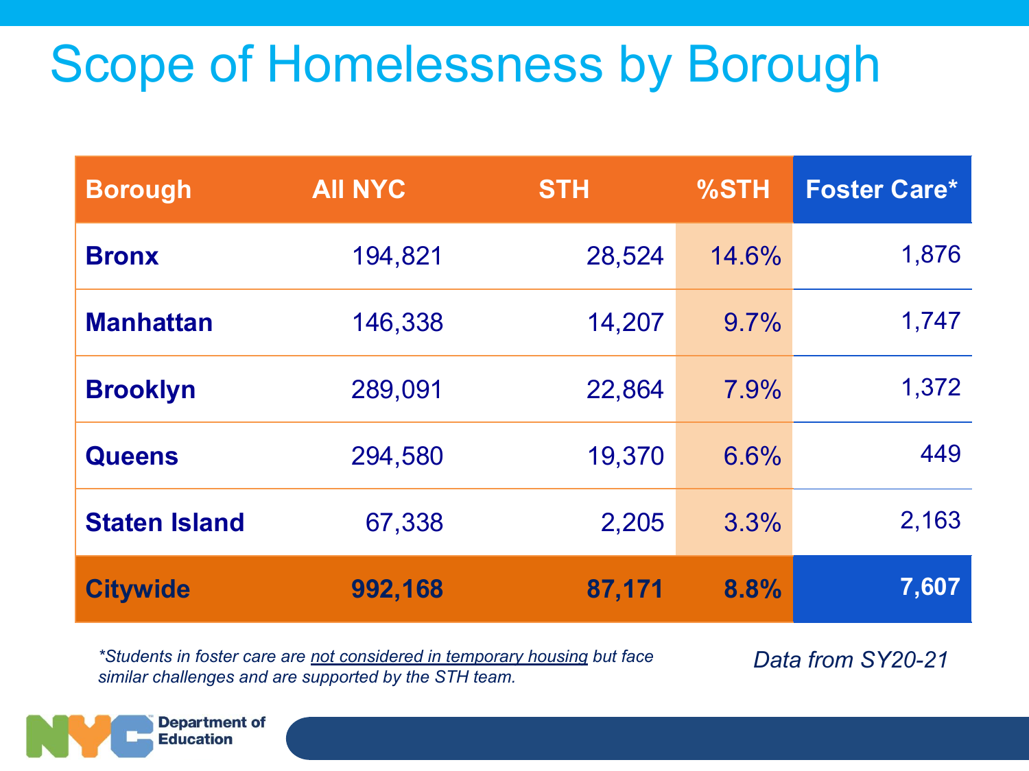# Scope of Homelessness by Borough

| Borough | All NYC | STH | %STH | Foster Care* |
|---|---|---|---|---|
| **Bronx** | 194,821 | 28,524 | 14.6% | 1,876 |
| **Manhattan** | 146,338 | 14,207 | 9.7% | 1,747 |
| **Brooklyn** | 289,091 | 22,864 | 7.9% | 1,372 |
| **Queens** | 294,580 | 19,370 | 6.6% | 449 |
| **Staten Island** | 67,338 | 2,205 | 3.3% | 2,163 |
| **Citywide** | **992,168** | **87,171** | **8.8%** | **7,607** |

*\*Students in foster care are not considered in temporary housing but face similar challenges and are supported by the STH team.*

*Data from SY20-21*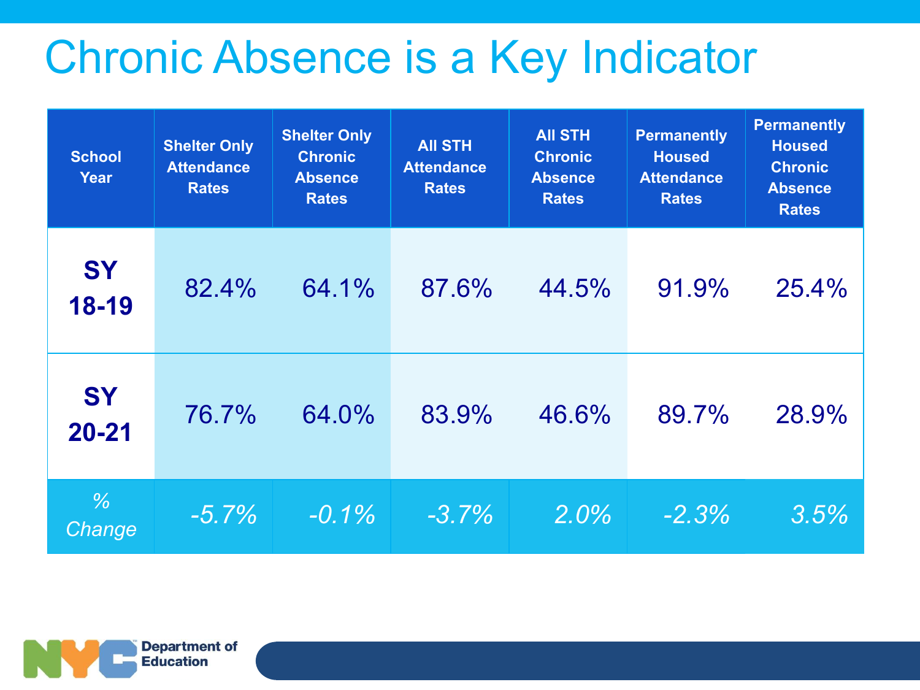# Chronic Absence is a Key Indicator

| School Year | Shelter Only Attendance Rates | Shelter Only Chronic Absence Rates | All STH Attendance Rates | All STH Chronic Absence Rates | Permanently Housed Attendance Rates | Permanently Housed Chronic Absence Rates |
|---|---|---|---|---|---|---|
| **SY 18-19** | 82.4% | 64.1% | 87.6% | 44.5% | 91.9% | 25.4% |
| **SY 20-21** | 76.7% | 64.0% | 83.9% | 46.6% | 89.7% | 28.9% |
| *% Change* | *-5.7%* | *-0.1%* | *-3.7%* | *2.0%* | *-2.3%* | *3.5%* |

Department of Education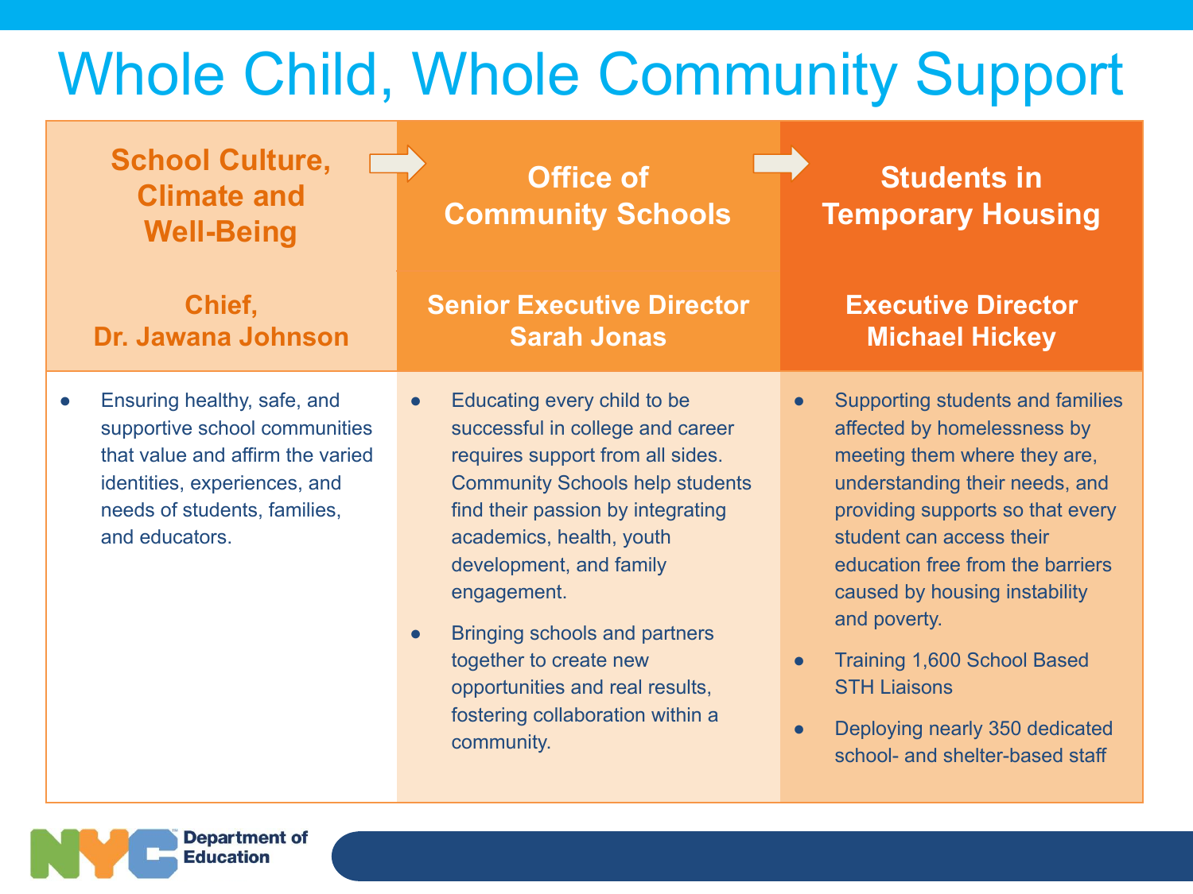# Whole Child, Whole Community Support

## School Culture, Climate and Well-Being

**Chief, Dr. Jawana Johnson**

- Ensuring healthy, safe, and supportive school communities that value and affirm the varied identities, experiences, and needs of students, families, and educators.

## Office of Community Schools

**Senior Executive Director Sarah Jonas**

- Educating every child to be successful in college and career requires support from all sides. Community Schools help students find their passion by integrating academics, health, youth development, and family engagement.
- Bringing schools and partners together to create new opportunities and real results, fostering collaboration within a community.

## Students in Temporary Housing

**Executive Director Michael Hickey**

- Supporting students and families affected by homelessness by meeting them where they are, understanding their needs, and providing supports so that every student can access their education free from the barriers caused by housing instability and poverty.
- Training 1,600 School Based STH Liaisons
- Deploying nearly 350 dedicated school- and shelter-based staff

NYC Department of Education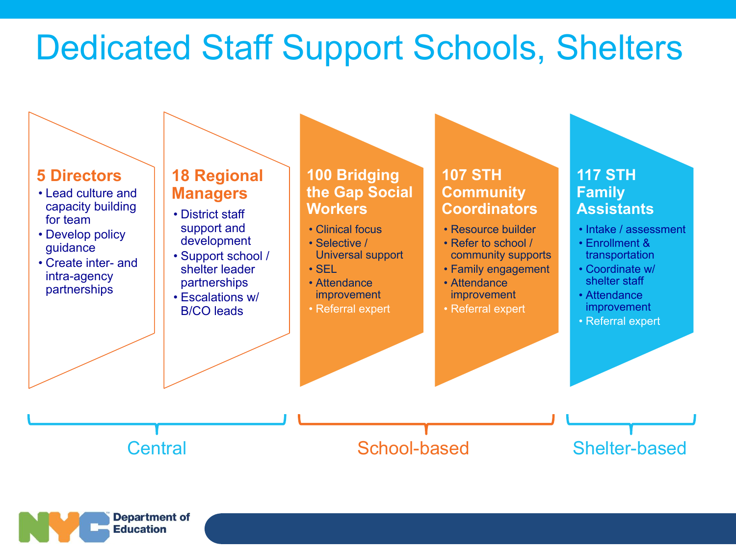# Dedicated Staff Support Schools, Shelters

## Central

### 5 Directors

- Lead culture and capacity building for team
- Develop policy guidance
- Create inter- and intra-agency partnerships

### 18 Regional Managers

- District staff support and development
- Support school / shelter leader partnerships
- Escalations w/ B/CO leads

## School-based

### 100 Bridging the Gap Social Workers

- Clinical focus
- Selective / Universal support
- SEL
- Attendance improvement
- Referral expert

### 107 STH Community Coordinators

- Resource builder
- Refer to school / community supports
- Family engagement
- Attendance improvement
- Referral expert

## Shelter-based

### 117 STH Family Assistants

- Intake / assessment
- Enrollment & transportation
- Coordinate w/ shelter staff
- Attendance improvement
- Referral expert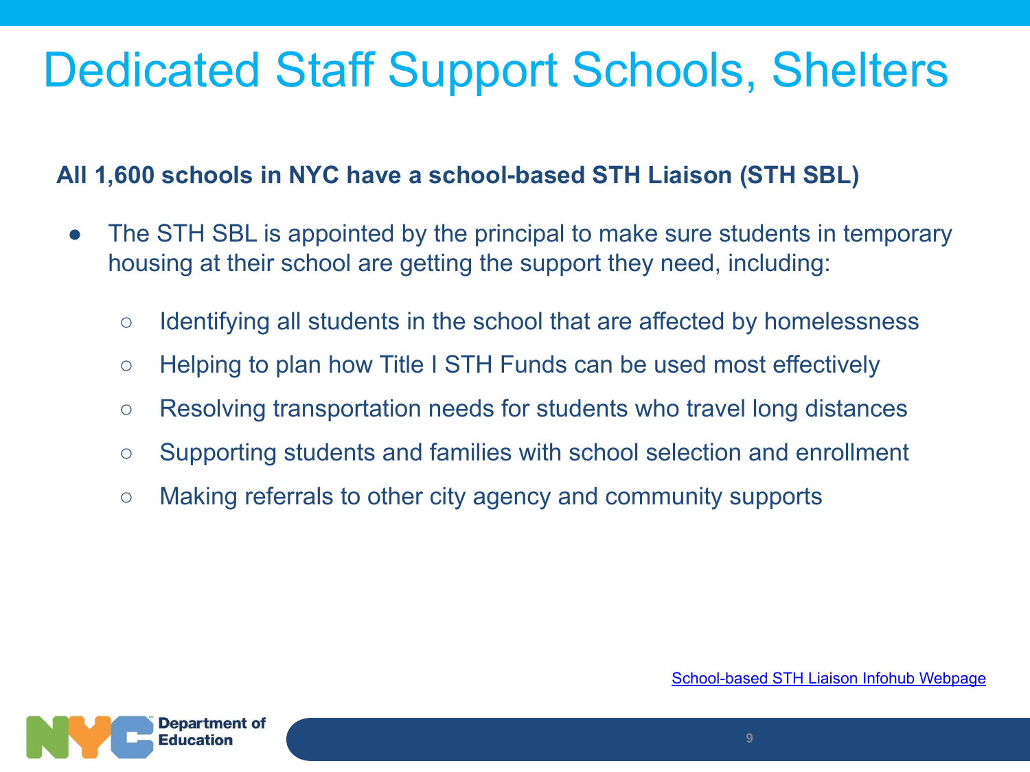# Dedicated Staff Support Schools, Shelters

**All 1,600 schools in NYC have a school-based STH Liaison (STH SBL)**

- The STH SBL is appointed by the principal to make sure students in temporary housing at their school are getting the support they need, including:
  - Identifying all students in the school that are affected by homelessness
  - Helping to plan how Title I STH Funds can be used most effectively
  - Resolving transportation needs for students who travel long distances
  - Supporting students and families with school selection and enrollment
  - Making referrals to other city agency and community supports

School-based STH Liaison Infohub Webpage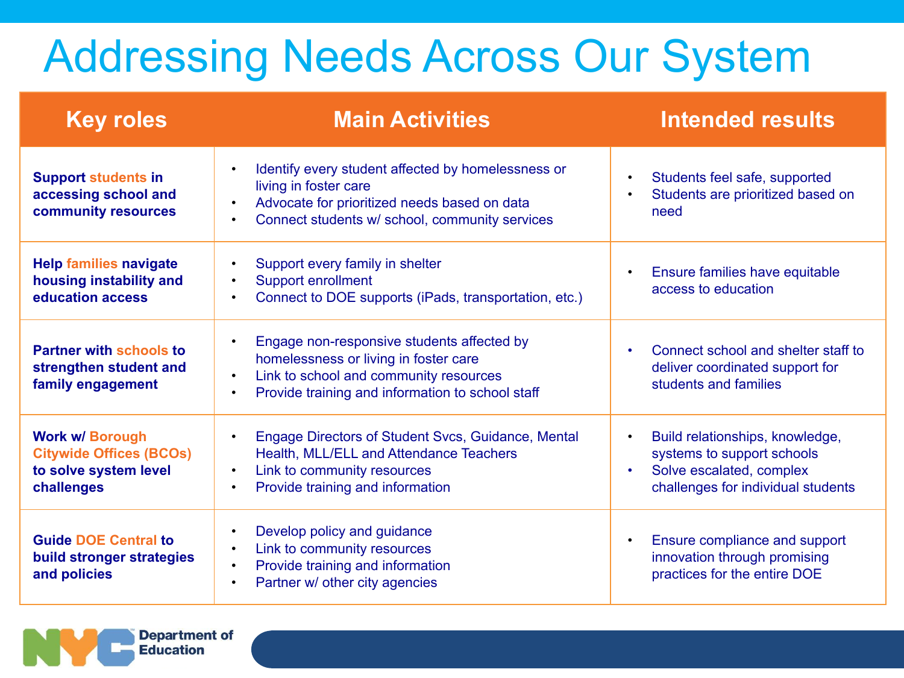# Addressing Needs Across Our System

| Key roles | Main Activities | Intended results |
| --- | --- | --- |
| **Support students in accessing school and community resources** | • Identify every student affected by homelessness or living in foster care<br>• Advocate for prioritized needs based on data<br>• Connect students w/ school, community services | • Students feel safe, supported<br>• Students are prioritized based on need |
| **Help families navigate housing instability and education access** | • Support every family in shelter<br>• Support enrollment<br>• Connect to DOE supports (iPads, transportation, etc.) | • Ensure families have equitable access to education |
| **Partner with schools to strengthen student and family engagement** | • Engage non-responsive students affected by homelessness or living in foster care<br>• Link to school and community resources<br>• Provide training and information to school staff | • Connect school and shelter staff to deliver coordinated support for students and families |
| **Work w/ Borough Citywide Offices (BCOs) to solve system level challenges** | • Engage Directors of Student Svcs, Guidance, Mental Health, MLL/ELL and Attendance Teachers<br>• Link to community resources<br>• Provide training and information | • Build relationships, knowledge, systems to support schools<br>• Solve escalated, complex challenges for individual students |
| **Guide DOE Central to build stronger strategies and policies** | • Develop policy and guidance<br>• Link to community resources<br>• Provide training and information<br>• Partner w/ other city agencies | • Ensure compliance and support innovation through promising practices for the entire DOE |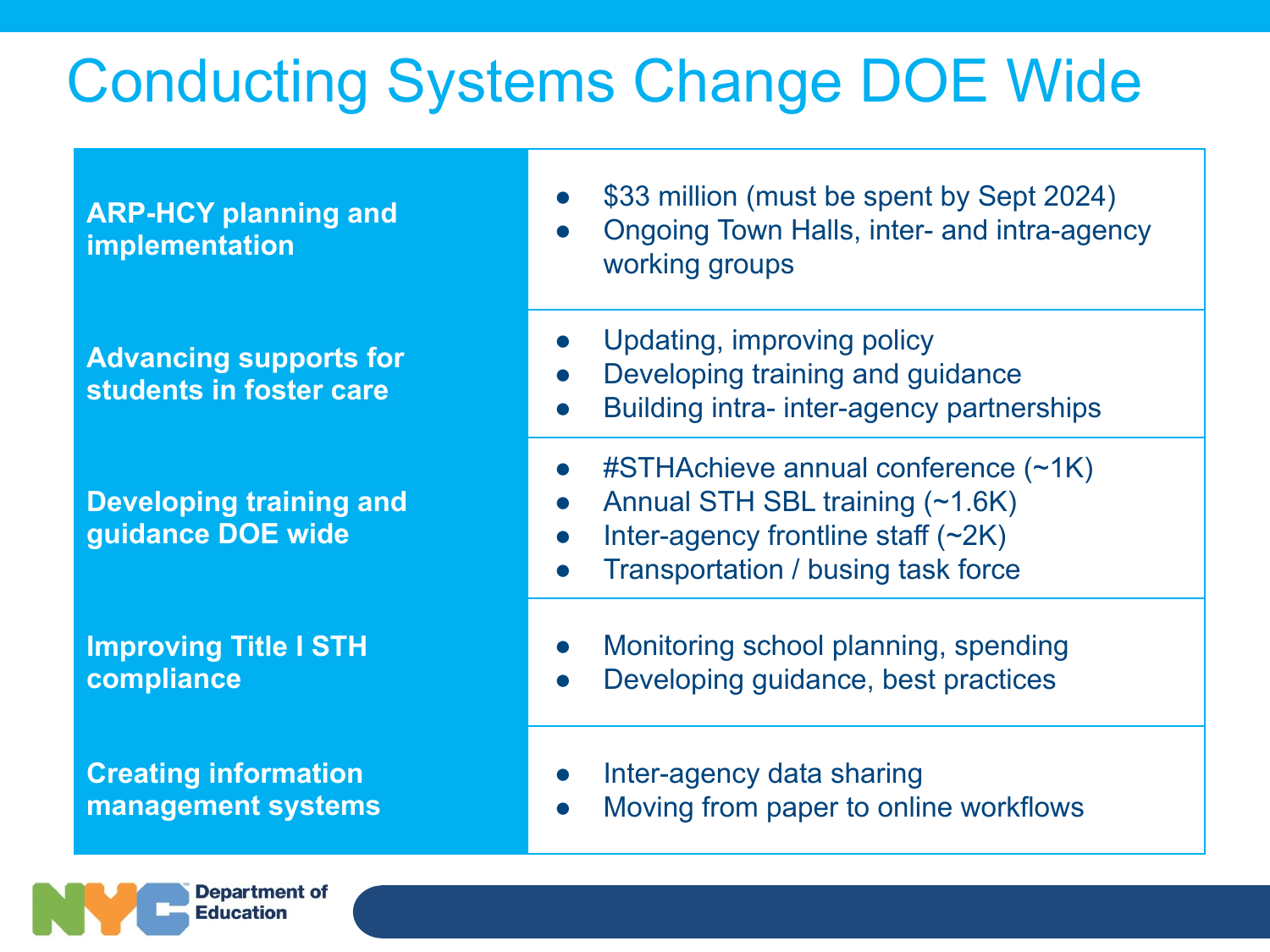# Conducting Systems Change DOE Wide

| | |
|---|---|
| **ARP-HCY planning and implementation** | • $33 million (must be spent by Sept 2024)<br>• Ongoing Town Halls, inter- and intra-agency working groups |
| **Advancing supports for students in foster care** | • Updating, improving policy<br>• Developing training and guidance<br>• Building intra- inter-agency partnerships |
| **Developing training and guidance DOE wide** | • #STHAchieve annual conference (~1K)<br>• Annual STH SBL training (~1.6K)<br>• Inter-agency frontline staff (~2K)<br>• Transportation / busing task force |
| **Improving Title I STH compliance** | • Monitoring school planning, spending<br>• Developing guidance, best practices |
| **Creating information management systems** | • Inter-agency data sharing<br>• Moving from paper to online workflows |

NYC Department of Education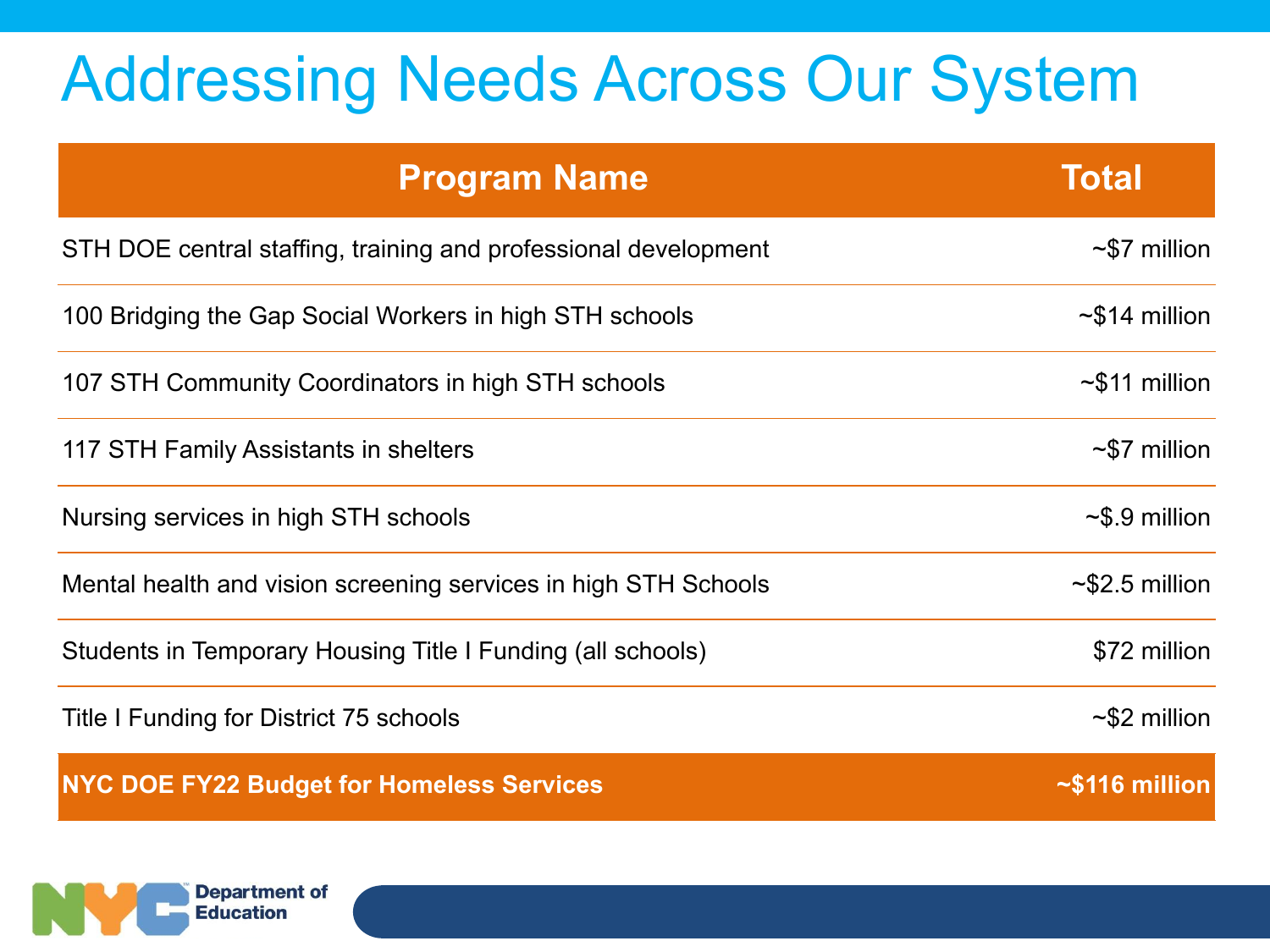# Addressing Needs Across Our System

| Program Name | Total |
| --- | --- |
| STH DOE central staffing, training and professional development | ~$7 million |
| 100 Bridging the Gap Social Workers in high STH schools | ~$14 million |
| 107 STH Community Coordinators in high STH schools | ~$11 million |
| 117 STH Family Assistants in shelters | ~$7 million |
| Nursing services in high STH schools | ~$.9 million |
| Mental health and vision screening services in high STH Schools | ~$2.5 million |
| Students in Temporary Housing Title I Funding (all schools) | $72 million |
| Title I Funding for District 75 schools | ~$2 million |
| **NYC DOE FY22 Budget for Homeless Services** | **~$116 million** |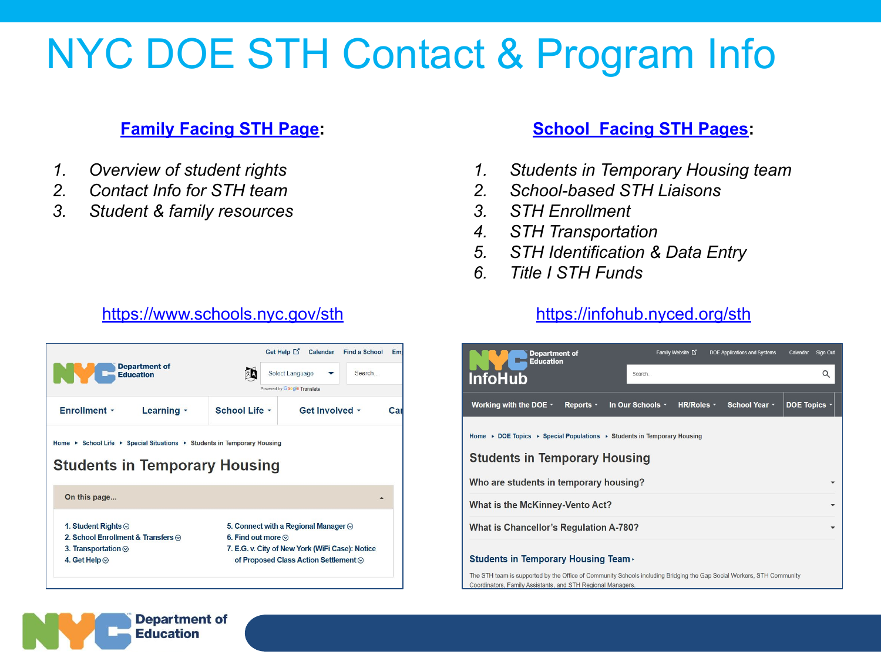# NYC DOE STH Contact & Program Info

## Family Facing STH Page:

1. *Overview of student rights*
2. *Contact Info for STH team*
3. *Student & family resources*

https://www.schools.nyc.gov/sth

## School Facing STH Pages:

1. *Students in Temporary Housing team*
2. *School-based STH Liaisons*
3. *STH Enrollment*
4. *STH Transportation*
5. *STH Identification & Data Entry*
6. *Title I STH Funds*

https://infohub.nyced.org/sth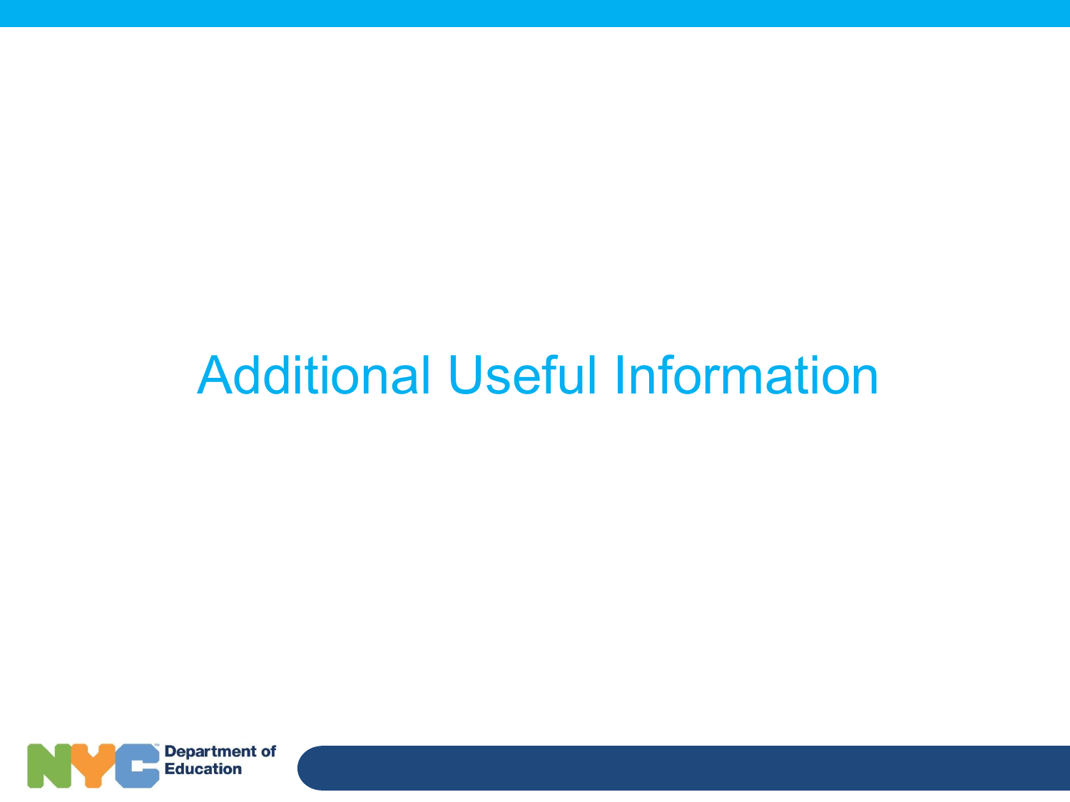# Additional Useful Information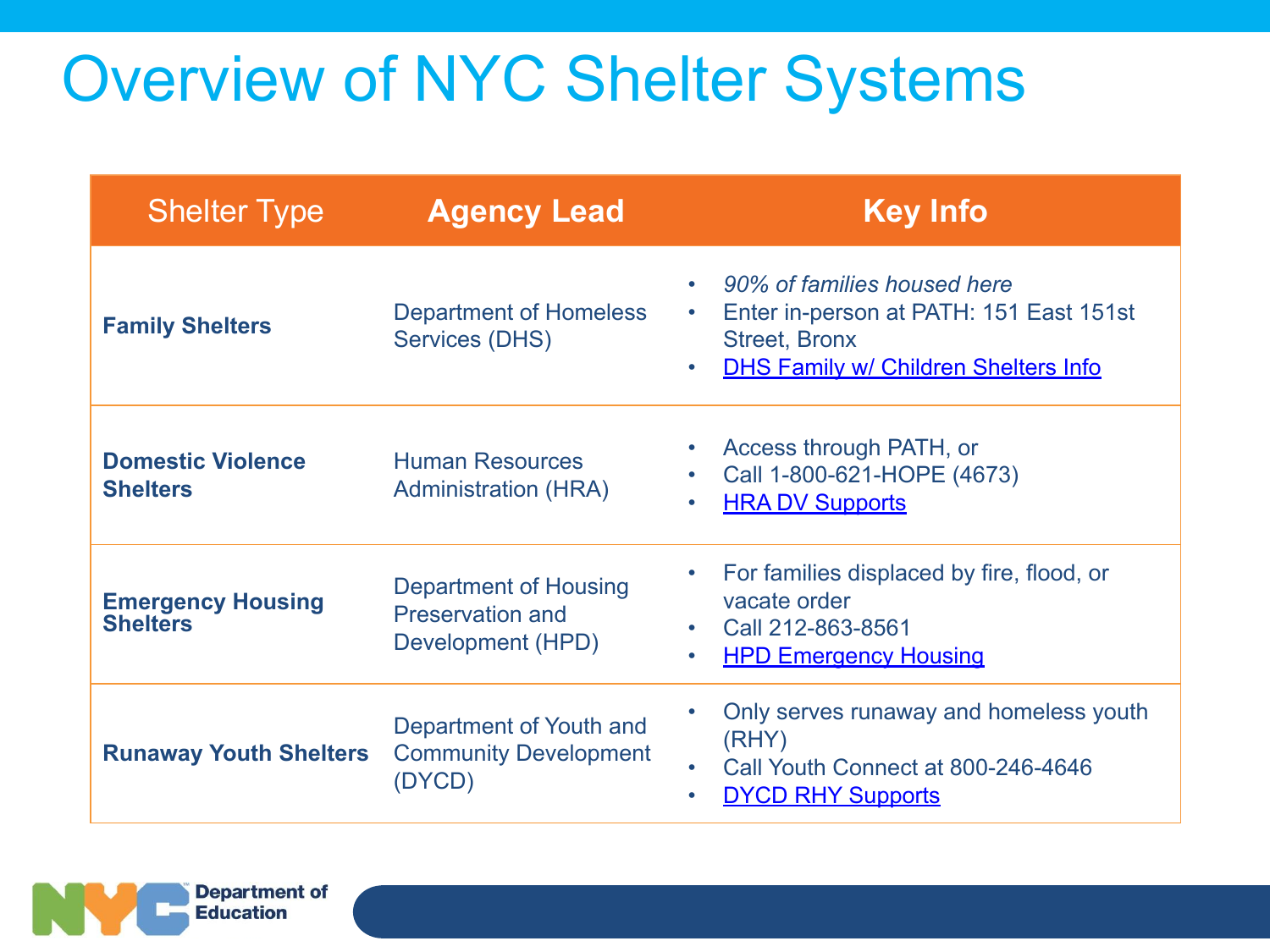# Overview of NYC Shelter Systems

| Shelter Type | Agency Lead | Key Info |
|---|---|---|
| **Family Shelters** | Department of Homeless Services (DHS) | • *90% of families housed here*<br>• Enter in-person at PATH: 151 East 151st Street, Bronx<br>• DHS Family w/ Children Shelters Info |
| **Domestic Violence Shelters** | Human Resources Administration (HRA) | • Access through PATH, or<br>• Call 1-800-621-HOPE (4673)<br>• HRA DV Supports |
| **Emergency Housing Shelters** | Department of Housing Preservation and Development (HPD) | • For families displaced by fire, flood, or vacate order<br>• Call 212-863-8561<br>• HPD Emergency Housing |
| **Runaway Youth Shelters** | Department of Youth and Community Development (DYCD) | • Only serves runaway and homeless youth (RHY)<br>• Call Youth Connect at 800-246-4646<br>• DYCD RHY Supports |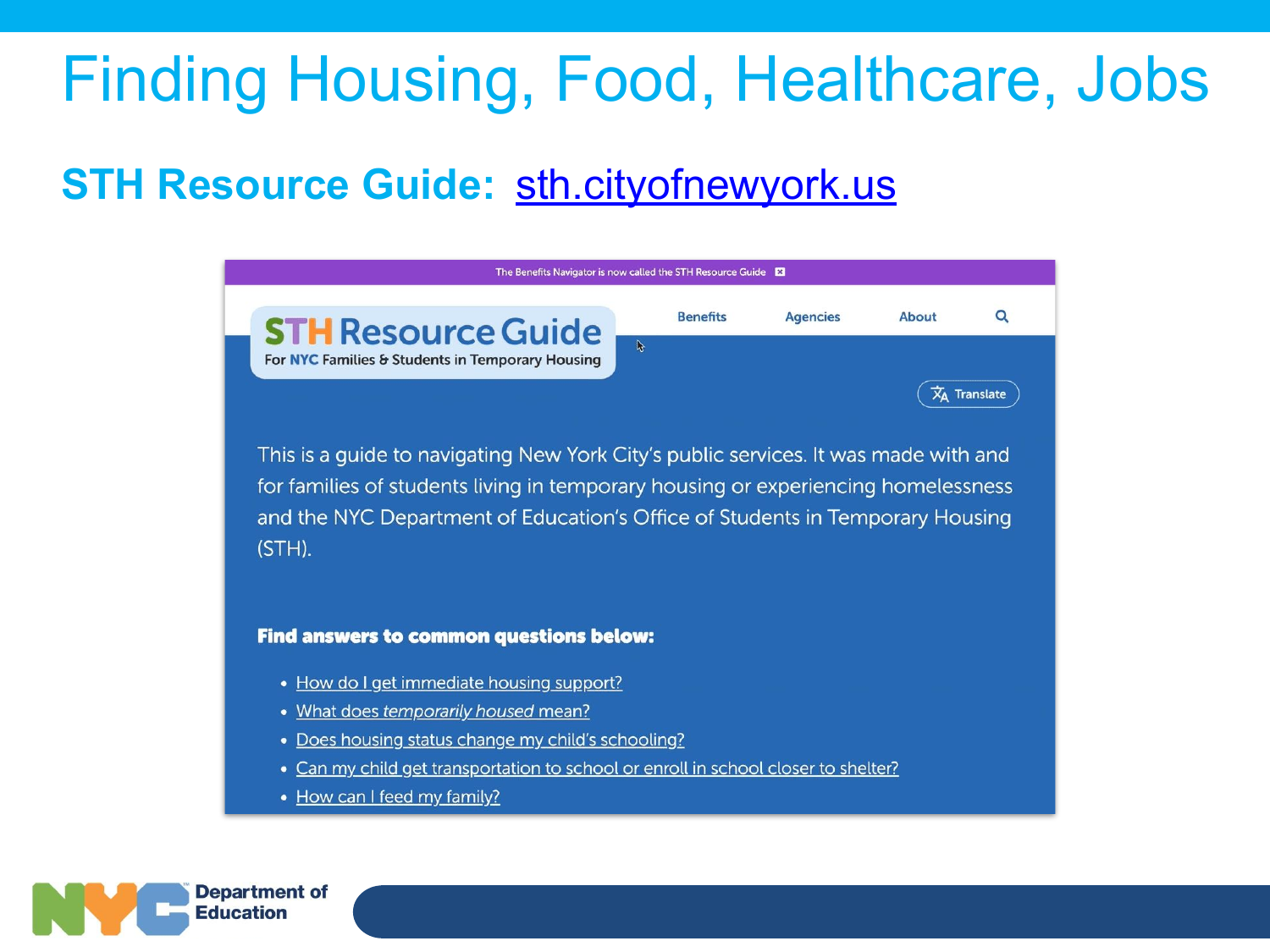# Finding Housing, Food, Healthcare, Jobs

## STH Resource Guide: sth.cityofnewyork.us

The Benefits Navigator is now called the STH Resource Guide

**STH Resource Guide**
For NYC Families & Students in Temporary Housing

Benefits | Agencies | About

Translate

This is a guide to navigating New York City's public services. It was made with and for families of students living in temporary housing or experiencing homelessness and the NYC Department of Education's Office of Students in Temporary Housing (STH).

**Find answers to common questions below:**

- How do I get immediate housing support?
- What does *temporarily housed* mean?
- Does housing status change my child's schooling?
- Can my child get transportation to school or enroll in school closer to shelter?
- How can I feed my family?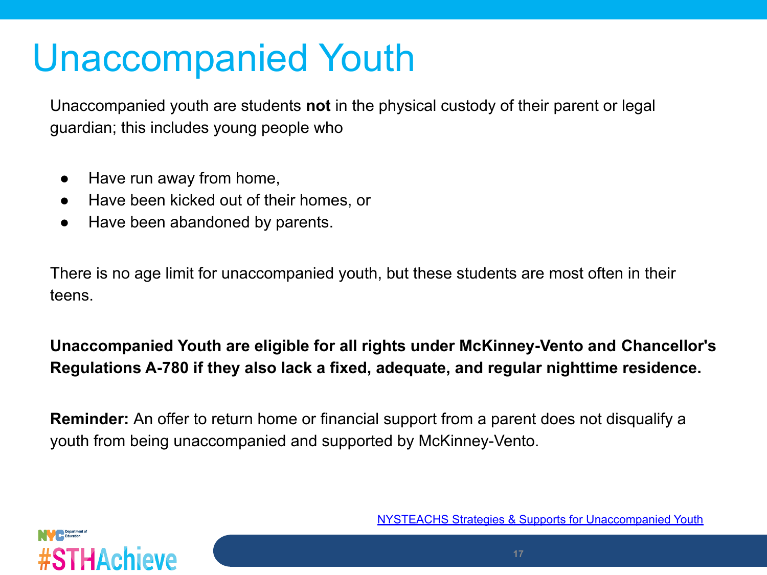# Unaccompanied Youth

Unaccompanied youth are students **not** in the physical custody of their parent or legal guardian; this includes young people who

- Have run away from home,
- Have been kicked out of their homes, or
- Have been abandoned by parents.

There is no age limit for unaccompanied youth, but these students are most often in their teens.

**Unaccompanied Youth are eligible for all rights under McKinney-Vento and Chancellor's Regulations A-780 if they also lack a fixed, adequate, and regular nighttime residence.**

**Reminder:** An offer to return home or financial support from a parent does not disqualify a youth from being unaccompanied and supported by McKinney-Vento.

NYSTEACHS Strategies & Supports for Unaccompanied Youth

#STHAchieve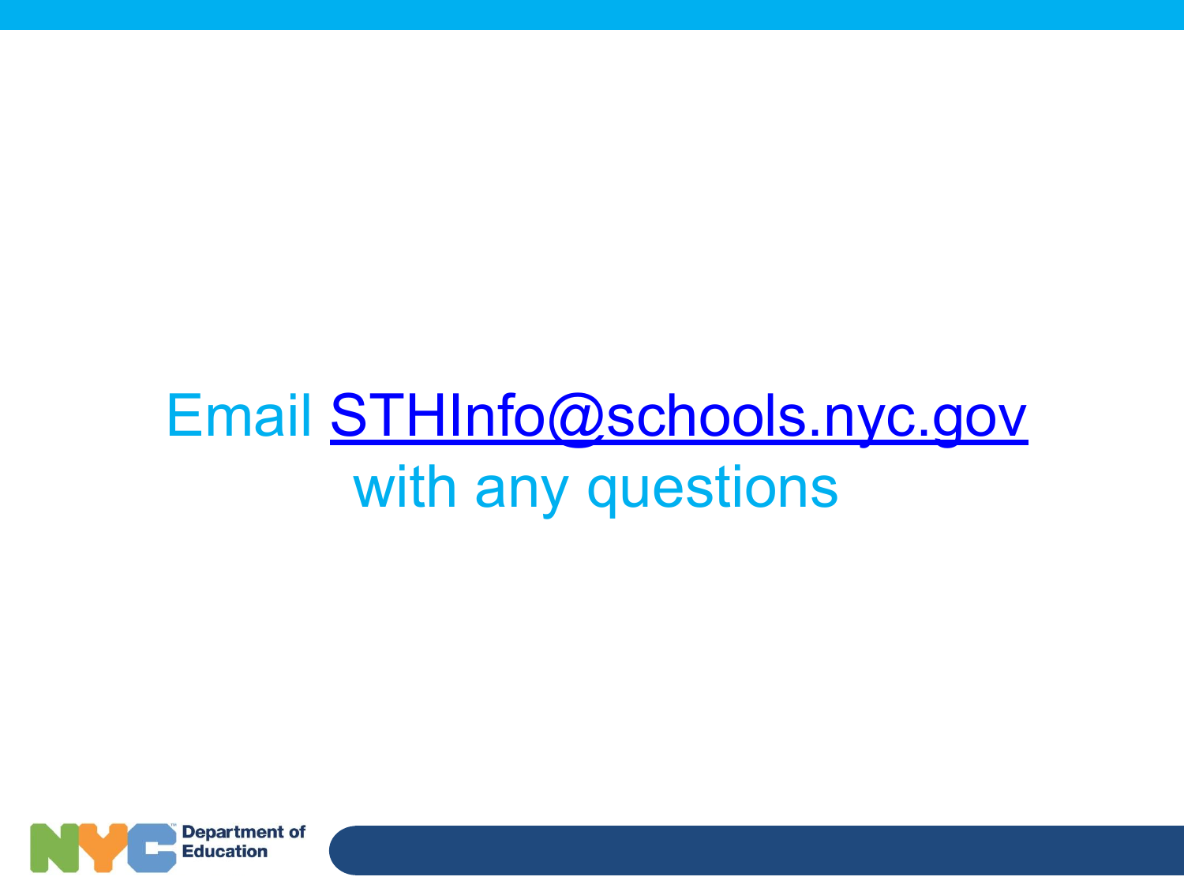Email STHInfo@schools.nyc.gov
with any questions